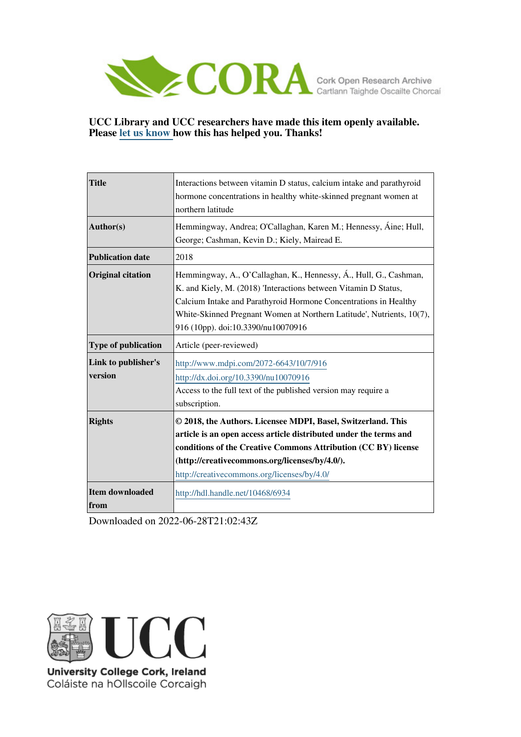CORA Cork Open Research Archive
Cartlann Taighde Oscailte Chorcaí

**UCC Library and UCC researchers have made this item openly available. Please let us know how this has helped you. Thanks!**

| | |
|---|---|
| **Title** | Interactions between vitamin D status, calcium intake and parathyroid hormone concentrations in healthy white-skinned pregnant women at northern latitude |
| **Author(s)** | Hemmingway, Andrea; O'Callaghan, Karen M.; Hennessy, Áine; Hull, George; Cashman, Kevin D.; Kiely, Mairead E. |
| **Publication date** | 2018 |
| **Original citation** | Hemmingway, A., O'Callaghan, K., Hennessy, Á., Hull, G., Cashman, K. and Kiely, M. (2018) 'Interactions between Vitamin D Status, Calcium Intake and Parathyroid Hormone Concentrations in Healthy White-Skinned Pregnant Women at Northern Latitude', Nutrients, 10(7), 916 (10pp). doi:10.3390/nu10070916 |
| **Type of publication** | Article (peer-reviewed) |
| **Link to publisher's version** | http://www.mdpi.com/2072-6643/10/7/916 <br> http://dx.doi.org/10.3390/nu10070916 <br> Access to the full text of the published version may require a subscription. |
| **Rights** | **© 2018, the Authors. Licensee MDPI, Basel, Switzerland. This article is an open access article distributed under the terms and conditions of the Creative Commons Attribution (CC BY) license (http://creativecommons.org/licenses/by/4.0/).** <br> http://creativecommons.org/licenses/by/4.0/ |
| **Item downloaded from** | http://hdl.handle.net/10468/6934 |

Downloaded on 2022-06-28T21:02:43Z

UCC
University College Cork, Ireland
Coláiste na hOllscoile Corcaigh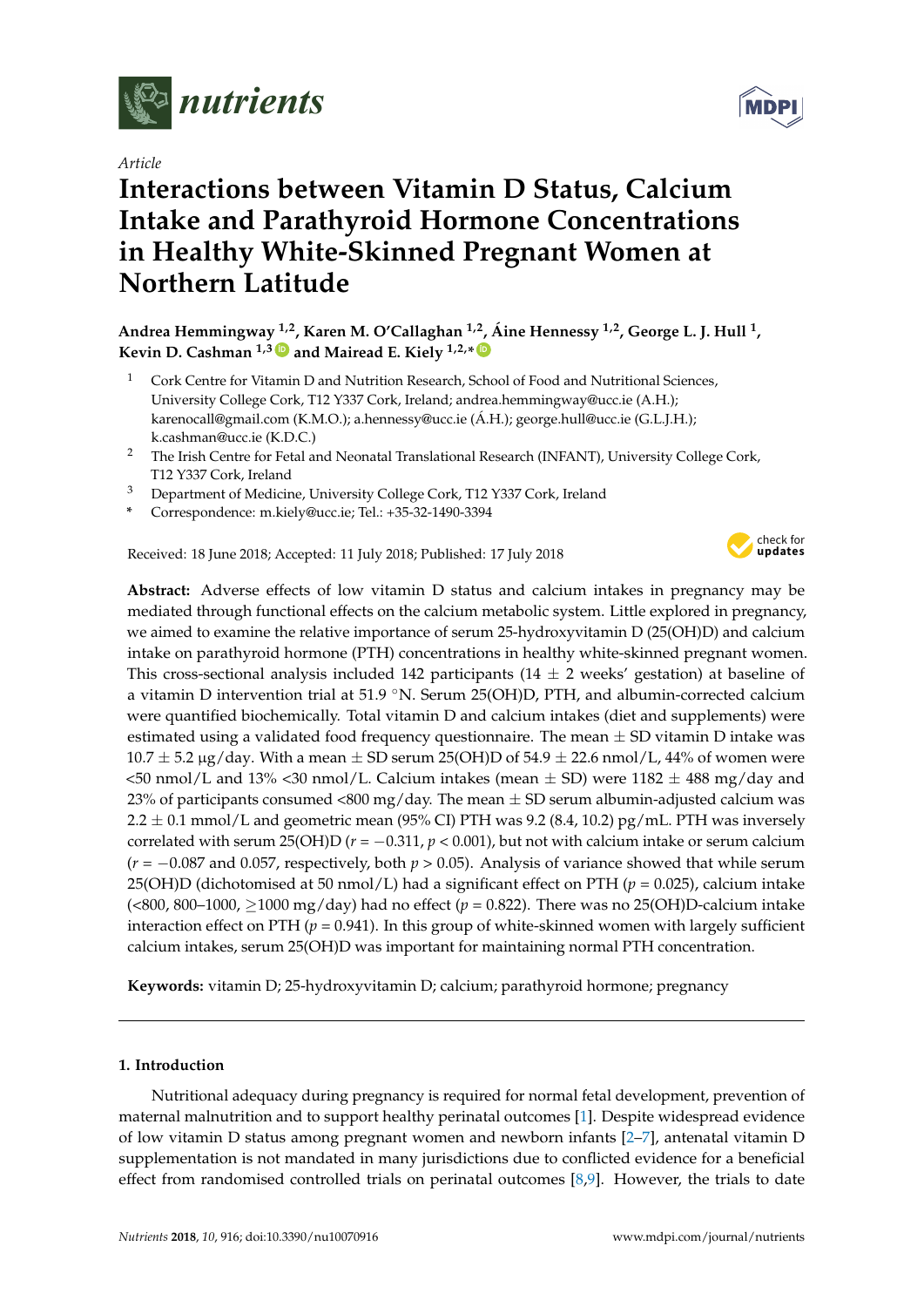Article

# Interactions between Vitamin D Status, Calcium Intake and Parathyroid Hormone Concentrations in Healthy White-Skinned Pregnant Women at Northern Latitude

**Andrea Hemmingway [1,2], Karen M. O'Callaghan [1,2], Áine Hennessy [1,2], George L. J. Hull [1], Kevin D. Cashman [1,3] and Mairead E. Kiely [1,2,*]**

[1] Cork Centre for Vitamin D and Nutrition Research, School of Food and Nutritional Sciences, University College Cork, T12 Y337 Cork, Ireland; andrea.hemmingway@ucc.ie (A.H.); karenocall@gmail.com (K.M.O.); a.hennessy@ucc.ie (Á.H.); george.hull@ucc.ie (G.L.J.H.); k.cashman@ucc.ie (K.D.C.)

[2] The Irish Centre for Fetal and Neonatal Translational Research (INFANT), University College Cork, T12 Y337 Cork, Ireland

[3] Department of Medicine, University College Cork, T12 Y337 Cork, Ireland

[*] Correspondence: m.kiely@ucc.ie; Tel.: +35-32-1490-3394

Received: 18 June 2018; Accepted: 11 July 2018; Published: 17 July 2018

**Abstract:** Adverse effects of low vitamin D status and calcium intakes in pregnancy may be mediated through functional effects on the calcium metabolic system. Little explored in pregnancy, we aimed to examine the relative importance of serum 25-hydroxyvitamin D (25(OH)D) and calcium intake on parathyroid hormone (PTH) concentrations in healthy white-skinned pregnant women. This cross-sectional analysis included 142 participants (14 ± 2 weeks' gestation) at baseline of a vitamin D intervention trial at 51.9 °N. Serum 25(OH)D, PTH, and albumin-corrected calcium were quantified biochemically. Total vitamin D and calcium intakes (diet and supplements) were estimated using a validated food frequency questionnaire. The mean ± SD vitamin D intake was 10.7 ± 5.2 µg/day. With a mean ± SD serum 25(OH)D of 54.9 ± 22.6 nmol/L, 44% of women were <50 nmol/L and 13% <30 nmol/L. Calcium intakes (mean ± SD) were 1182 ± 488 mg/day and 23% of participants consumed <800 mg/day. The mean ± SD serum albumin-adjusted calcium was 2.2 ± 0.1 mmol/L and geometric mean (95% CI) PTH was 9.2 (8.4, 10.2) pg/mL. PTH was inversely correlated with serum 25(OH)D ($r = -0.311$, $p < 0.001$), but not with calcium intake or serum calcium ($r = -0.087$ and 0.057, respectively, both $p > 0.05$). Analysis of variance showed that while serum 25(OH)D (dichotomised at 50 nmol/L) had a significant effect on PTH ($p = 0.025$), calcium intake (<800, 800–1000, ≥1000 mg/day) had no effect ($p = 0.822$). There was no 25(OH)D-calcium intake interaction effect on PTH ($p = 0.941$). In this group of white-skinned women with largely sufficient calcium intakes, serum 25(OH)D was important for maintaining normal PTH concentration.

**Keywords:** vitamin D; 25-hydroxyvitamin D; calcium; parathyroid hormone; pregnancy

## 1. Introduction

Nutritional adequacy during pregnancy is required for normal fetal development, prevention of maternal malnutrition and to support healthy perinatal outcomes [1]. Despite widespread evidence of low vitamin D status among pregnant women and newborn infants [2–7], antenatal vitamin D supplementation is not mandated in many jurisdictions due to conflicted evidence for a beneficial effect from randomised controlled trials on perinatal outcomes [8,9]. However, the trials to date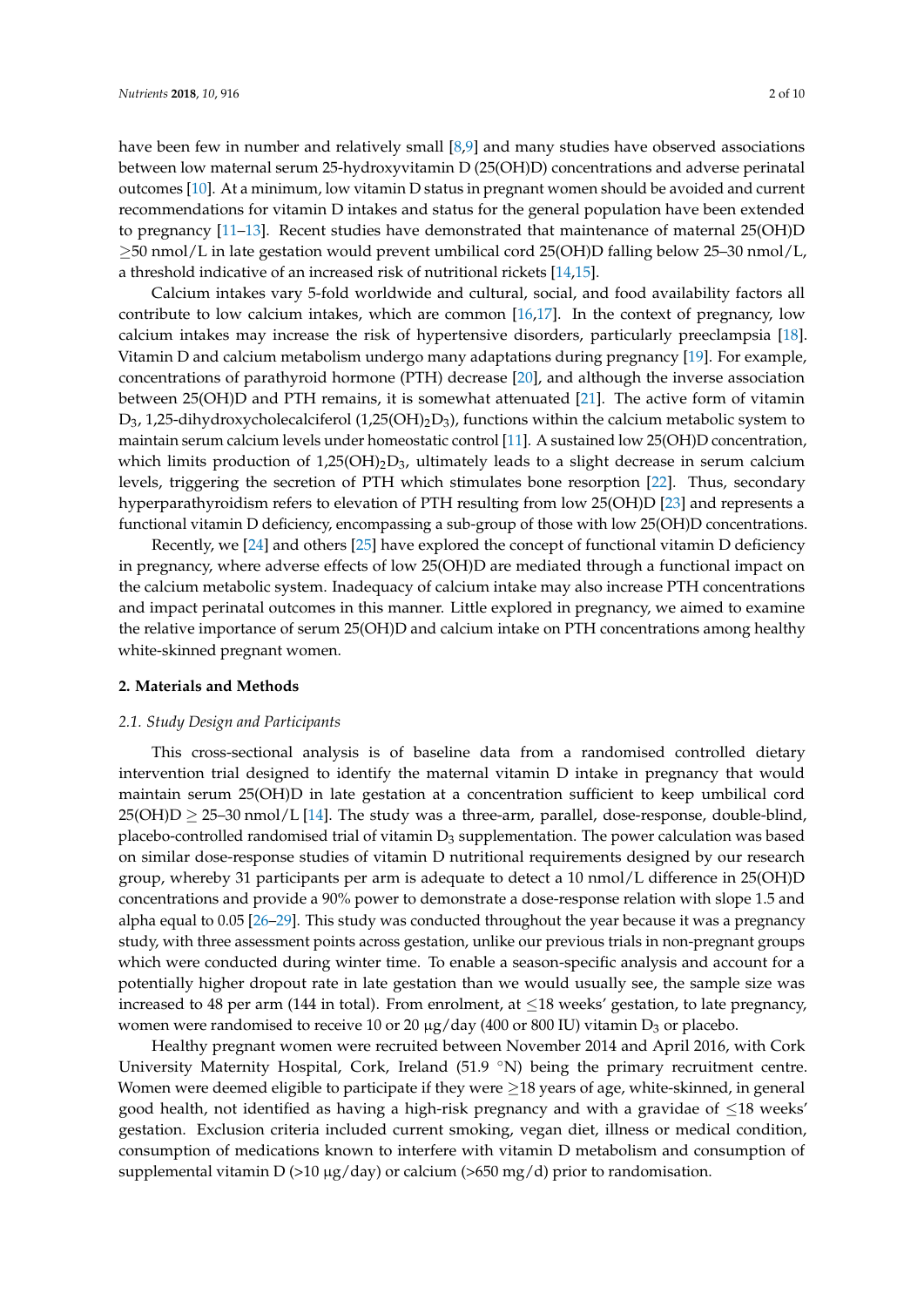have been few in number and relatively small [8,9] and many studies have observed associations between low maternal serum 25-hydroxyvitamin D (25(OH)D) concentrations and adverse perinatal outcomes [10]. At a minimum, low vitamin D status in pregnant women should be avoided and current recommendations for vitamin D intakes and status for the general population have been extended to pregnancy [11–13]. Recent studies have demonstrated that maintenance of maternal 25(OH)D $\geq$50 nmol/L in late gestation would prevent umbilical cord 25(OH)D falling below 25–30 nmol/L, a threshold indicative of an increased risk of nutritional rickets [14,15].

Calcium intakes vary 5-fold worldwide and cultural, social, and food availability factors all contribute to low calcium intakes, which are common [16,17]. In the context of pregnancy, low calcium intakes may increase the risk of hypertensive disorders, particularly preeclampsia [18]. Vitamin D and calcium metabolism undergo many adaptations during pregnancy [19]. For example, concentrations of parathyroid hormone (PTH) decrease [20], and although the inverse association between 25(OH)D and PTH remains, it is somewhat attenuated [21]. The active form of vitamin $D_3$, 1,25-dihydroxycholecalciferol (1,25$(OH)_2D_3$), functions within the calcium metabolic system to maintain serum calcium levels under homeostatic control [11]. A sustained low 25(OH)D concentration, which limits production of 1,25$(OH)_2D_3$, ultimately leads to a slight decrease in serum calcium levels, triggering the secretion of PTH which stimulates bone resorption [22]. Thus, secondary hyperparathyroidism refers to elevation of PTH resulting from low 25(OH)D [23] and represents a functional vitamin D deficiency, encompassing a sub-group of those with low 25(OH)D concentrations.

Recently, we [24] and others [25] have explored the concept of functional vitamin D deficiency in pregnancy, where adverse effects of low 25(OH)D are mediated through a functional impact on the calcium metabolic system. Inadequacy of calcium intake may also increase PTH concentrations and impact perinatal outcomes in this manner. Little explored in pregnancy, we aimed to examine the relative importance of serum 25(OH)D and calcium intake on PTH concentrations among healthy white-skinned pregnant women.

## 2. Materials and Methods

### *2.1. Study Design and Participants*

This cross-sectional analysis is of baseline data from a randomised controlled dietary intervention trial designed to identify the maternal vitamin D intake in pregnancy that would maintain serum 25(OH)D in late gestation at a concentration sufficient to keep umbilical cord 25(OH)D $\geq$ 25–30 nmol/L [14]. The study was a three-arm, parallel, dose-response, double-blind, placebo-controlled randomised trial of vitamin $D_3$ supplementation. The power calculation was based on similar dose-response studies of vitamin D nutritional requirements designed by our research group, whereby 31 participants per arm is adequate to detect a 10 nmol/L difference in 25(OH)D concentrations and provide a 90% power to demonstrate a dose-response relation with slope 1.5 and alpha equal to 0.05 [26–29]. This study was conducted throughout the year because it was a pregnancy study, with three assessment points across gestation, unlike our previous trials in non-pregnant groups which were conducted during winter time. To enable a season-specific analysis and account for a potentially higher dropout rate in late gestation than we would usually see, the sample size was increased to 48 per arm (144 in total). From enrolment, at $\leq$18 weeks' gestation, to late pregnancy, women were randomised to receive 10 or 20 μg/day (400 or 800 IU) vitamin $D_3$ or placebo.

Healthy pregnant women were recruited between November 2014 and April 2016, with Cork University Maternity Hospital, Cork, Ireland (51.9 °N) being the primary recruitment centre. Women were deemed eligible to participate if they were $\geq$18 years of age, white-skinned, in general good health, not identified as having a high-risk pregnancy and with a gravidae of $\leq$18 weeks' gestation. Exclusion criteria included current smoking, vegan diet, illness or medical condition, consumption of medications known to interfere with vitamin D metabolism and consumption of supplemental vitamin D (>10 μg/day) or calcium (>650 mg/d) prior to randomisation.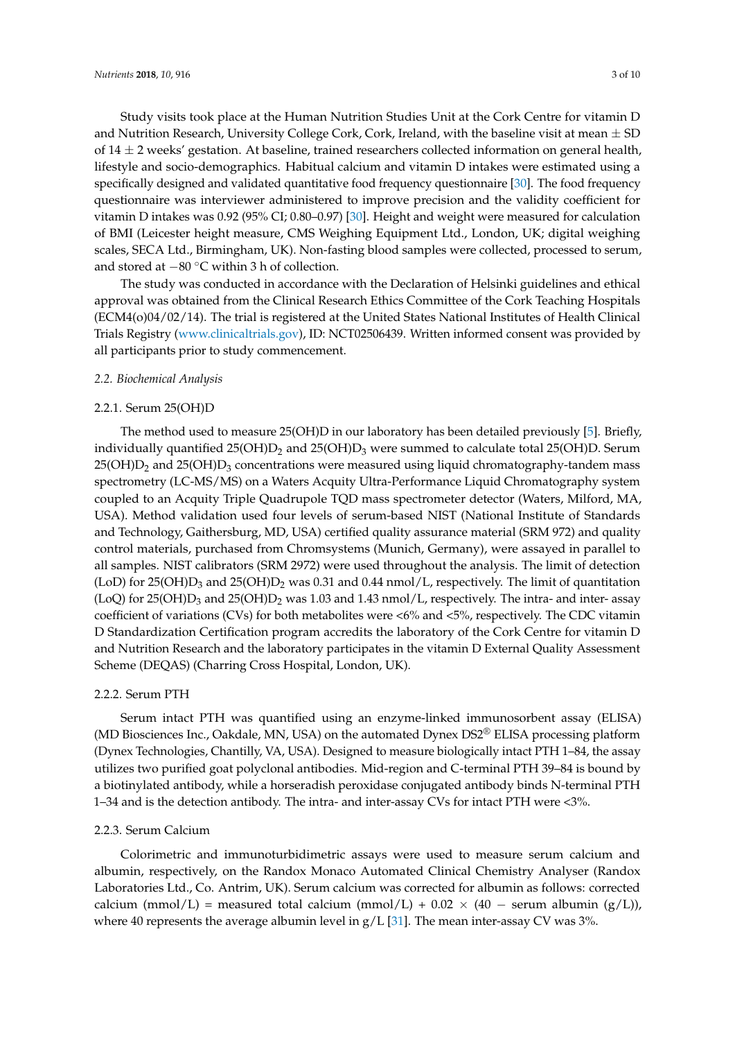Study visits took place at the Human Nutrition Studies Unit at the Cork Centre for vitamin D and Nutrition Research, University College Cork, Cork, Ireland, with the baseline visit at mean ± SD of 14 ± 2 weeks' gestation. At baseline, trained researchers collected information on general health, lifestyle and socio-demographics. Habitual calcium and vitamin D intakes were estimated using a specifically designed and validated quantitative food frequency questionnaire [30]. The food frequency questionnaire was interviewer administered to improve precision and the validity coefficient for vitamin D intakes was 0.92 (95% CI; 0.80–0.97) [30]. Height and weight were measured for calculation of BMI (Leicester height measure, CMS Weighing Equipment Ltd., London, UK; digital weighing scales, SECA Ltd., Birmingham, UK). Non-fasting blood samples were collected, processed to serum, and stored at −80 °C within 3 h of collection.

The study was conducted in accordance with the Declaration of Helsinki guidelines and ethical approval was obtained from the Clinical Research Ethics Committee of the Cork Teaching Hospitals (ECM4(o)04/02/14). The trial is registered at the United States National Institutes of Health Clinical Trials Registry (www.clinicaltrials.gov), ID: NCT02506439. Written informed consent was provided by all participants prior to study commencement.

### *2.2. Biochemical Analysis*

#### 2.2.1. Serum 25(OH)D

The method used to measure 25(OH)D in our laboratory has been detailed previously [5]. Briefly, individually quantified 25(OH)$D_2$ and 25(OH)$D_3$ were summed to calculate total 25(OH)D. Serum 25(OH)$D_2$ and 25(OH)$D_3$ concentrations were measured using liquid chromatography-tandem mass spectrometry (LC-MS/MS) on a Waters Acquity Ultra-Performance Liquid Chromatography system coupled to an Acquity Triple Quadrupole TQD mass spectrometer detector (Waters, Milford, MA, USA). Method validation used four levels of serum-based NIST (National Institute of Standards and Technology, Gaithersburg, MD, USA) certified quality assurance material (SRM 972) and quality control materials, purchased from Chromsystems (Munich, Germany), were assayed in parallel to all samples. NIST calibrators (SRM 2972) were used throughout the analysis. The limit of detection (LoD) for 25(OH)$D_3$ and 25(OH)$D_2$ was 0.31 and 0.44 nmol/L, respectively. The limit of quantitation (LoQ) for 25(OH)$D_3$ and 25(OH)$D_2$ was 1.03 and 1.43 nmol/L, respectively. The intra- and inter- assay coefficient of variations (CVs) for both metabolites were <6% and <5%, respectively. The CDC vitamin D Standardization Certification program accredits the laboratory of the Cork Centre for vitamin D and Nutrition Research and the laboratory participates in the vitamin D External Quality Assessment Scheme (DEQAS) (Charring Cross Hospital, London, UK).

#### 2.2.2. Serum PTH

Serum intact PTH was quantified using an enzyme-linked immunosorbent assay (ELISA) (MD Biosciences Inc., Oakdale, MN, USA) on the automated Dynex DS2® ELISA processing platform (Dynex Technologies, Chantilly, VA, USA). Designed to measure biologically intact PTH 1–84, the assay utilizes two purified goat polyclonal antibodies. Mid-region and C-terminal PTH 39–84 is bound by a biotinylated antibody, while a horseradish peroxidase conjugated antibody binds N-terminal PTH 1–34 and is the detection antibody. The intra- and inter-assay CVs for intact PTH were <3%.

#### 2.2.3. Serum Calcium

Colorimetric and immunoturbidimetric assays were used to measure serum calcium and albumin, respectively, on the Randox Monaco Automated Clinical Chemistry Analyser (Randox Laboratories Ltd., Co. Antrim, UK). Serum calcium was corrected for albumin as follows: corrected calcium (mmol/L) = measured total calcium (mmol/L) + 0.02 × (40 − serum albumin (g/L)), where 40 represents the average albumin level in g/L [31]. The mean inter-assay CV was 3%.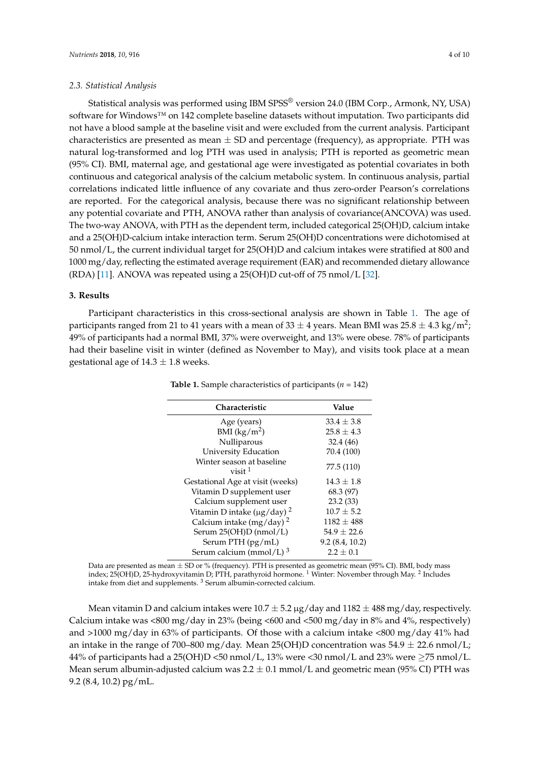### 2.3. Statistical Analysis

Statistical analysis was performed using IBM SPSS® version 24.0 (IBM Corp., Armonk, NY, USA) software for Windows™ on 142 complete baseline datasets without imputation. Two participants did not have a blood sample at the baseline visit and were excluded from the current analysis. Participant characteristics are presented as mean ± SD and percentage (frequency), as appropriate. PTH was natural log-transformed and log PTH was used in analysis; PTH is reported as geometric mean (95% CI). BMI, maternal age, and gestational age were investigated as potential covariates in both continuous and categorical analysis of the calcium metabolic system. In continuous analysis, partial correlations indicated little influence of any covariate and thus zero-order Pearson's correlations are reported. For the categorical analysis, because there was no significant relationship between any potential covariate and PTH, ANOVA rather than analysis of covariance(ANCOVA) was used. The two-way ANOVA, with PTH as the dependent term, included categorical 25(OH)D, calcium intake and a 25(OH)D-calcium intake interaction term. Serum 25(OH)D concentrations were dichotomised at 50 nmol/L, the current individual target for 25(OH)D and calcium intakes were stratified at 800 and 1000 mg/day, reflecting the estimated average requirement (EAR) and recommended dietary allowance (RDA) [11]. ANOVA was repeated using a 25(OH)D cut-off of 75 nmol/L [32].

## 3. Results

Participant characteristics in this cross-sectional analysis are shown in Table 1. The age of participants ranged from 21 to 41 years with a mean of 33 ± 4 years. Mean BMI was 25.8 ± 4.3 kg/m$^2$; 49% of participants had a normal BMI, 37% were overweight, and 13% were obese. 78% of participants had their baseline visit in winter (defined as November to May), and visits took place at a mean gestational age of 14.3 ± 1.8 weeks.

**Table 1.** Sample characteristics of participants (*n* = 142)

| Characteristic | Value |
|---|---|
| Age (years) | 33.4 ± 3.8 |
| BMI (kg/m$^2$) | 25.8 ± 4.3 |
| Nulliparous | 32.4 (46) |
| University Education | 70.4 (100) |
| Winter season at baseline visit [1] | 77.5 (110) |
| Gestational Age at visit (weeks) | 14.3 ± 1.8 |
| Vitamin D supplement user | 68.3 (97) |
| Calcium supplement user | 23.2 (33) |
| Vitamin D intake (µg/day) [2] | 10.7 ± 5.2 |
| Calcium intake (mg/day) [2] | 1182 ± 488 |
| Serum 25(OH)D (nmol/L) | 54.9 ± 22.6 |
| Serum PTH (pg/mL) | 9.2 (8.4, 10.2) |
| Serum calcium (mmol/L) [3] | 2.2 ± 0.1 |

Data are presented as mean ± SD or % (frequency). PTH is presented as geometric mean (95% CI). BMI, body mass index; 25(OH)D, 25-hydroxyvitamin D; PTH, parathyroid hormone. [1] Winter: November through May. [2] Includes intake from diet and supplements. [3] Serum albumin-corrected calcium.

Mean vitamin D and calcium intakes were 10.7 ± 5.2 µg/day and 1182 ± 488 mg/day, respectively. Calcium intake was <800 mg/day in 23% (being <600 and <500 mg/day in 8% and 4%, respectively) and >1000 mg/day in 63% of participants. Of those with a calcium intake <800 mg/day 41% had an intake in the range of 700–800 mg/day. Mean 25(OH)D concentration was 54.9 ± 22.6 nmol/L; 44% of participants had a 25(OH)D <50 nmol/L, 13% were <30 nmol/L and 23% were ≥75 nmol/L. Mean serum albumin-adjusted calcium was 2.2 ± 0.1 mmol/L and geometric mean (95% CI) PTH was 9.2 (8.4, 10.2) pg/mL.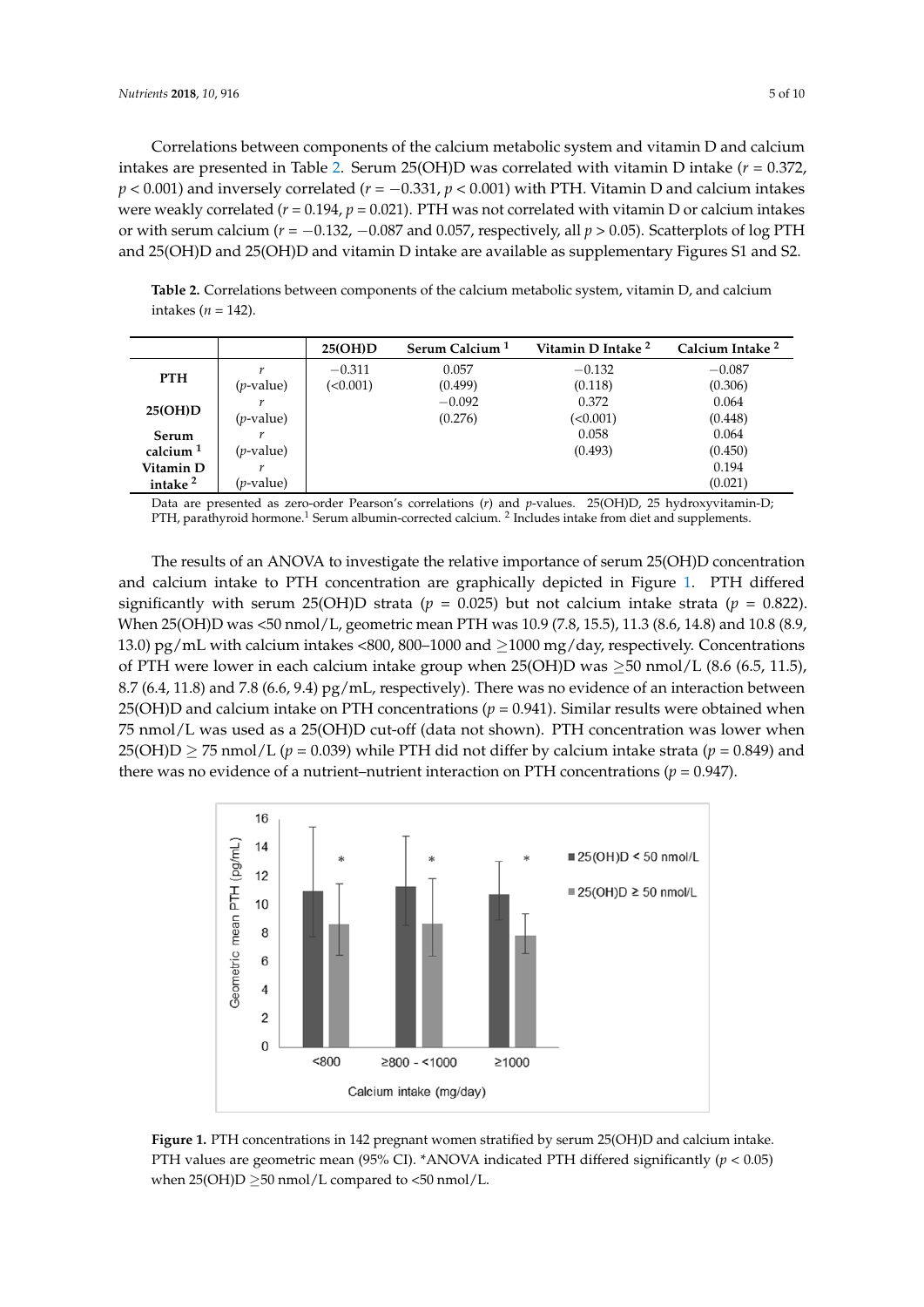Correlations between components of the calcium metabolic system and vitamin D and calcium intakes are presented in Table 2. Serum 25(OH)D was correlated with vitamin D intake ($r = 0.372$, $p < 0.001$) and inversely correlated ($r = -0.331$, $p < 0.001$) with PTH. Vitamin D and calcium intakes were weakly correlated ($r = 0.194$, $p = 0.021$). PTH was not correlated with vitamin D or calcium intakes or with serum calcium ($r = -0.132$, $-0.087$ and $0.057$, respectively, all $p > 0.05$). Scatterplots of log PTH and 25(OH)D and 25(OH)D and vitamin D intake are available as supplementary Figures S1 and S2.

**Table 2.** Correlations between components of the calcium metabolic system, vitamin D, and calcium intakes ($n = 142$).

| | | 25(OH)D | Serum Calcium [1] | Vitamin D Intake [2] | Calcium Intake [2] |
|---|---|---|---|---|---|
| **PTH** | $r$ | −0.311 | 0.057 | −0.132 | −0.087 |
| | ($p$-value) | (<0.001) | (0.499) | (0.118) | (0.306) |
| **25(OH)D** | $r$ | | −0.092 | 0.372 | 0.064 |
| | ($p$-value) | | (0.276) | (<0.001) | (0.448) |
| **Serum calcium [1]** | $r$ | | | 0.058 | 0.064 |
| | ($p$-value) | | | (0.493) | (0.450) |
| **Vitamin D intake [2]** | $r$ | | | | 0.194 |
| | ($p$-value) | | | | (0.021) |

Data are presented as zero-order Pearson's correlations ($r$) and $p$-values. 25(OH)D, 25 hydroxyvitamin-D; PTH, parathyroid hormone.[1] Serum albumin-corrected calcium. [2] Includes intake from diet and supplements.

The results of an ANOVA to investigate the relative importance of serum 25(OH)D concentration and calcium intake to PTH concentration are graphically depicted in Figure 1. PTH differed significantly with serum 25(OH)D strata ($p = 0.025$) but not calcium intake strata ($p = 0.822$). When 25(OH)D was <50 nmol/L, geometric mean PTH was 10.9 (7.8, 15.5), 11.3 (8.6, 14.8) and 10.8 (8.9, 13.0) pg/mL with calcium intakes <800, 800–1000 and ≥1000 mg/day, respectively. Concentrations of PTH were lower in each calcium intake group when 25(OH)D was ≥50 nmol/L (8.6 (6.5, 11.5), 8.7 (6.4, 11.8) and 7.8 (6.6, 9.4) pg/mL, respectively). There was no evidence of an interaction between 25(OH)D and calcium intake on PTH concentrations ($p = 0.941$). Similar results were obtained when 75 nmol/L was used as a 25(OH)D cut-off (data not shown). PTH concentration was lower when 25(OH)D ≥ 75 nmol/L ($p = 0.039$) while PTH did not differ by calcium intake strata ($p = 0.849$) and there was no evidence of a nutrient–nutrient interaction on PTH concentrations ($p = 0.947$).

**Figure 1.** PTH concentrations in 142 pregnant women stratified by serum 25(OH)D and calcium intake. PTH values are geometric mean (95% CI). *ANOVA indicated PTH differed significantly ($p < 0.05$) when 25(OH)D ≥50 nmol/L compared to <50 nmol/L.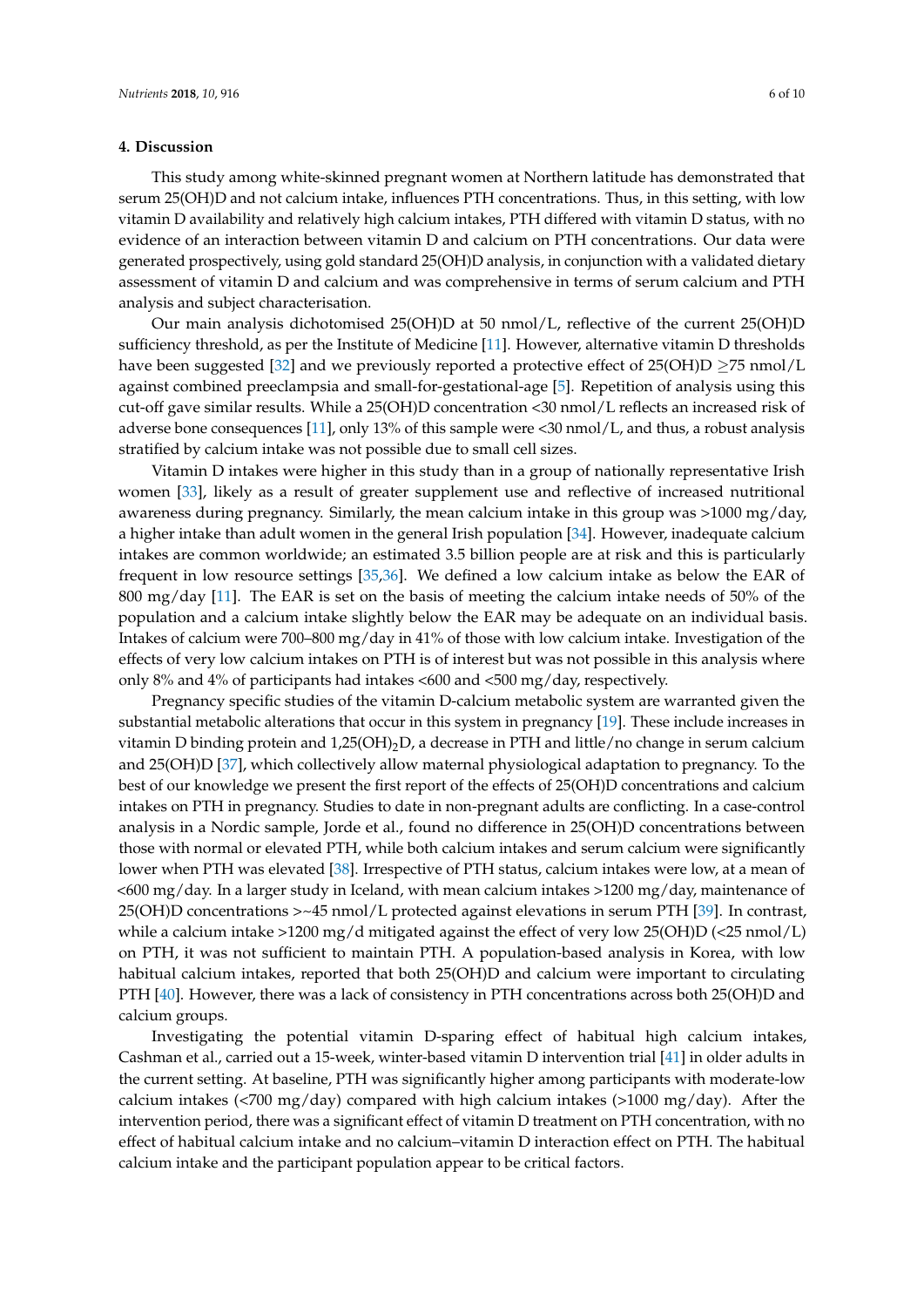## 4. Discussion

This study among white-skinned pregnant women at Northern latitude has demonstrated that serum 25(OH)D and not calcium intake, influences PTH concentrations. Thus, in this setting, with low vitamin D availability and relatively high calcium intakes, PTH differed with vitamin D status, with no evidence of an interaction between vitamin D and calcium on PTH concentrations. Our data were generated prospectively, using gold standard 25(OH)D analysis, in conjunction with a validated dietary assessment of vitamin D and calcium and was comprehensive in terms of serum calcium and PTH analysis and subject characterisation.

Our main analysis dichotomised 25(OH)D at 50 nmol/L, reflective of the current 25(OH)D sufficiency threshold, as per the Institute of Medicine [11]. However, alternative vitamin D thresholds have been suggested [32] and we previously reported a protective effect of 25(OH)D ≥75 nmol/L against combined preeclampsia and small-for-gestational-age [5]. Repetition of analysis using this cut-off gave similar results. While a 25(OH)D concentration <30 nmol/L reflects an increased risk of adverse bone consequences [11], only 13% of this sample were <30 nmol/L, and thus, a robust analysis stratified by calcium intake was not possible due to small cell sizes.

Vitamin D intakes were higher in this study than in a group of nationally representative Irish women [33], likely as a result of greater supplement use and reflective of increased nutritional awareness during pregnancy. Similarly, the mean calcium intake in this group was >1000 mg/day, a higher intake than adult women in the general Irish population [34]. However, inadequate calcium intakes are common worldwide; an estimated 3.5 billion people are at risk and this is particularly frequent in low resource settings [35,36]. We defined a low calcium intake as below the EAR of 800 mg/day [11]. The EAR is set on the basis of meeting the calcium intake needs of 50% of the population and a calcium intake slightly below the EAR may be adequate on an individual basis. Intakes of calcium were 700–800 mg/day in 41% of those with low calcium intake. Investigation of the effects of very low calcium intakes on PTH is of interest but was not possible in this analysis where only 8% and 4% of participants had intakes <600 and <500 mg/day, respectively.

Pregnancy specific studies of the vitamin D-calcium metabolic system are warranted given the substantial metabolic alterations that occur in this system in pregnancy [19]. These include increases in vitamin D binding protein and $1,25(OH)_2D$, a decrease in PTH and little/no change in serum calcium and 25(OH)D [37], which collectively allow maternal physiological adaptation to pregnancy. To the best of our knowledge we present the first report of the effects of 25(OH)D concentrations and calcium intakes on PTH in pregnancy. Studies to date in non-pregnant adults are conflicting. In a case-control analysis in a Nordic sample, Jorde et al., found no difference in 25(OH)D concentrations between those with normal or elevated PTH, while both calcium intakes and serum calcium were significantly lower when PTH was elevated [38]. Irrespective of PTH status, calcium intakes were low, at a mean of <600 mg/day. In a larger study in Iceland, with mean calcium intakes >1200 mg/day, maintenance of 25(OH)D concentrations >~45 nmol/L protected against elevations in serum PTH [39]. In contrast, while a calcium intake >1200 mg/d mitigated against the effect of very low 25(OH)D (<25 nmol/L) on PTH, it was not sufficient to maintain PTH. A population-based analysis in Korea, with low habitual calcium intakes, reported that both 25(OH)D and calcium were important to circulating PTH [40]. However, there was a lack of consistency in PTH concentrations across both 25(OH)D and calcium groups.

Investigating the potential vitamin D-sparing effect of habitual high calcium intakes, Cashman et al., carried out a 15-week, winter-based vitamin D intervention trial [41] in older adults in the current setting. At baseline, PTH was significantly higher among participants with moderate-low calcium intakes (<700 mg/day) compared with high calcium intakes (>1000 mg/day). After the intervention period, there was a significant effect of vitamin D treatment on PTH concentration, with no effect of habitual calcium intake and no calcium–vitamin D interaction effect on PTH. The habitual calcium intake and the participant population appear to be critical factors.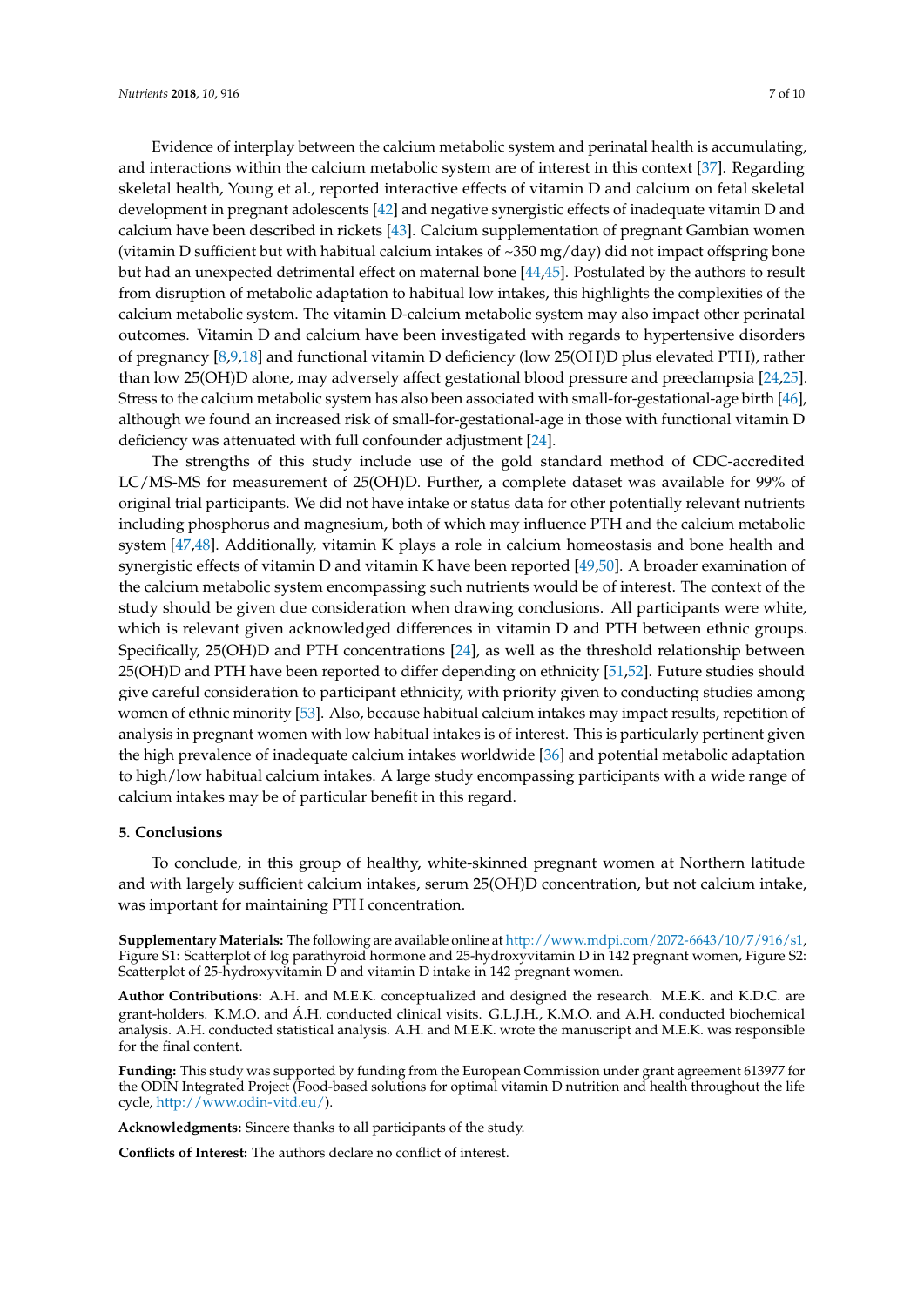Evidence of interplay between the calcium metabolic system and perinatal health is accumulating, and interactions within the calcium metabolic system are of interest in this context [37]. Regarding skeletal health, Young et al., reported interactive effects of vitamin D and calcium on fetal skeletal development in pregnant adolescents [42] and negative synergistic effects of inadequate vitamin D and calcium have been described in rickets [43]. Calcium supplementation of pregnant Gambian women (vitamin D sufficient but with habitual calcium intakes of ~350 mg/day) did not impact offspring bone but had an unexpected detrimental effect on maternal bone [44,45]. Postulated by the authors to result from disruption of metabolic adaptation to habitual low intakes, this highlights the complexities of the calcium metabolic system. The vitamin D-calcium metabolic system may also impact other perinatal outcomes. Vitamin D and calcium have been investigated with regards to hypertensive disorders of pregnancy [8,9,18] and functional vitamin D deficiency (low 25(OH)D plus elevated PTH), rather than low 25(OH)D alone, may adversely affect gestational blood pressure and preeclampsia [24,25]. Stress to the calcium metabolic system has also been associated with small-for-gestational-age birth [46], although we found an increased risk of small-for-gestational-age in those with functional vitamin D deficiency was attenuated with full confounder adjustment [24].

The strengths of this study include use of the gold standard method of CDC-accredited LC/MS-MS for measurement of 25(OH)D. Further, a complete dataset was available for 99% of original trial participants. We did not have intake or status data for other potentially relevant nutrients including phosphorus and magnesium, both of which may influence PTH and the calcium metabolic system [47,48]. Additionally, vitamin K plays a role in calcium homeostasis and bone health and synergistic effects of vitamin D and vitamin K have been reported [49,50]. A broader examination of the calcium metabolic system encompassing such nutrients would be of interest. The context of the study should be given due consideration when drawing conclusions. All participants were white, which is relevant given acknowledged differences in vitamin D and PTH between ethnic groups. Specifically, 25(OH)D and PTH concentrations [24], as well as the threshold relationship between 25(OH)D and PTH have been reported to differ depending on ethnicity [51,52]. Future studies should give careful consideration to participant ethnicity, with priority given to conducting studies among women of ethnic minority [53]. Also, because habitual calcium intakes may impact results, repetition of analysis in pregnant women with low habitual intakes is of interest. This is particularly pertinent given the high prevalence of inadequate calcium intakes worldwide [36] and potential metabolic adaptation to high/low habitual calcium intakes. A large study encompassing participants with a wide range of calcium intakes may be of particular benefit in this regard.

## 5. Conclusions

To conclude, in this group of healthy, white-skinned pregnant women at Northern latitude and with largely sufficient calcium intakes, serum 25(OH)D concentration, but not calcium intake, was important for maintaining PTH concentration.

**Supplementary Materials:** The following are available online at http://www.mdpi.com/2072-6643/10/7/916/s1, Figure S1: Scatterplot of log parathyroid hormone and 25-hydroxyvitamin D in 142 pregnant women, Figure S2: Scatterplot of 25-hydroxyvitamin D and vitamin D intake in 142 pregnant women.

**Author Contributions:** A.H. and M.E.K. conceptualized and designed the research. M.E.K. and K.D.C. are grant-holders. K.M.O. and Á.H. conducted clinical visits. G.L.J.H., K.M.O. and A.H. conducted biochemical analysis. A.H. conducted statistical analysis. A.H. and M.E.K. wrote the manuscript and M.E.K. was responsible for the final content.

**Funding:** This study was supported by funding from the European Commission under grant agreement 613977 for the ODIN Integrated Project (Food-based solutions for optimal vitamin D nutrition and health throughout the life cycle, http://www.odin-vitd.eu/).

**Acknowledgments:** Sincere thanks to all participants of the study.

**Conflicts of Interest:** The authors declare no conflict of interest.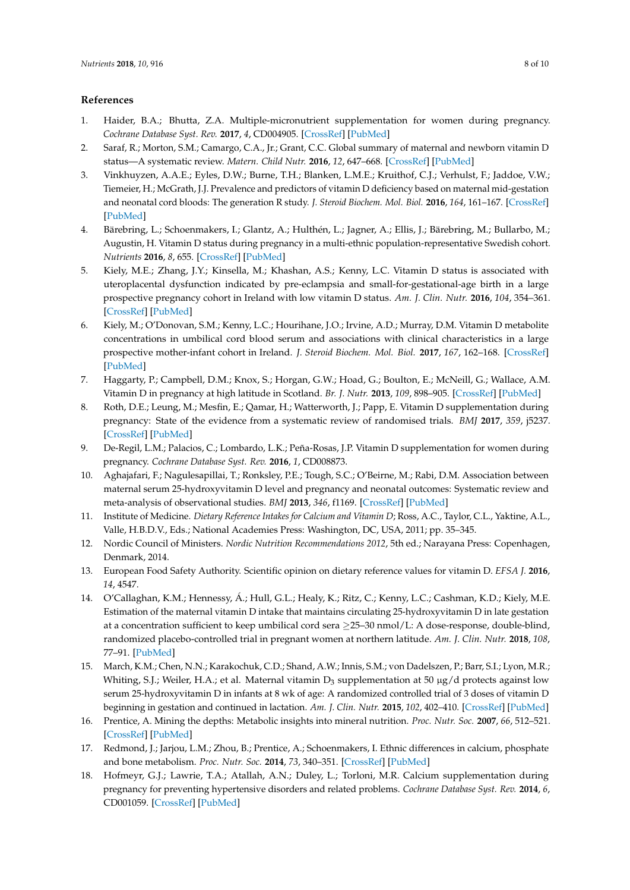## References

1. Haider, B.A.; Bhutta, Z.A. Multiple-micronutrient supplementation for women during pregnancy. *Cochrane Database Syst. Rev.* **2017**, *4*, CD004905. [CrossRef] [PubMed]
2. Saraf, R.; Morton, S.M.; Camargo, C.A., Jr.; Grant, C.C. Global summary of maternal and newborn vitamin D status—A systematic review. *Matern. Child Nutr.* **2016**, *12*, 647–668. [CrossRef] [PubMed]
3. Vinkhuyzen, A.A.E.; Eyles, D.W.; Burne, T.H.; Blanken, L.M.E.; Kruithof, C.J.; Verhulst, F.; Jaddoe, V.W.; Tiemeier, H.; McGrath, J.J. Prevalence and predictors of vitamin D deficiency based on maternal mid-gestation and neonatal cord bloods: The generation R study. *J. Steroid Biochem. Mol. Biol.* **2016**, *164*, 161–167. [CrossRef] [PubMed]
4. Bärebring, L.; Schoenmakers, I.; Glantz, A.; Hulthén, L.; Jagner, A.; Ellis, J.; Bärebring, M.; Bullarbo, M.; Augustin, H. Vitamin D status during pregnancy in a multi-ethnic population-representative Swedish cohort. *Nutrients* **2016**, *8*, 655. [CrossRef] [PubMed]
5. Kiely, M.E.; Zhang, J.Y.; Kinsella, M.; Khashan, A.S.; Kenny, L.C. Vitamin D status is associated with uteroplacental dysfunction indicated by pre-eclampsia and small-for-gestational-age birth in a large prospective pregnancy cohort in Ireland with low vitamin D status. *Am. J. Clin. Nutr.* **2016**, *104*, 354–361. [CrossRef] [PubMed]
6. Kiely, M.; O'Donovan, S.M.; Kenny, L.C.; Hourihane, J.O.; Irvine, A.D.; Murray, D.M. Vitamin D metabolite concentrations in umbilical cord blood serum and associations with clinical characteristics in a large prospective mother-infant cohort in Ireland. *J. Steroid Biochem. Mol. Biol.* **2017**, *167*, 162–168. [CrossRef] [PubMed]
7. Haggarty, P.; Campbell, D.M.; Knox, S.; Horgan, G.W.; Hoad, G.; Boulton, E.; McNeill, G.; Wallace, A.M. Vitamin D in pregnancy at high latitude in Scotland. *Br. J. Nutr.* **2013**, *109*, 898–905. [CrossRef] [PubMed]
8. Roth, D.E.; Leung, M.; Mesfin, E.; Qamar, H.; Watterworth, J.; Papp, E. Vitamin D supplementation during pregnancy: State of the evidence from a systematic review of randomised trials. *BMJ* **2017**, *359*, j5237. [CrossRef] [PubMed]
9. De-Regil, L.M.; Palacios, C.; Lombardo, L.K.; Peña-Rosas, J.P. Vitamin D supplementation for women during pregnancy. *Cochrane Database Syst. Rev.* **2016**, *1*, CD008873.
10. Aghajafari, F.; Nagulesapillai, T.; Ronksley, P.E.; Tough, S.C.; O'Beirne, M.; Rabi, D.M. Association between maternal serum 25-hydroxyvitamin D level and pregnancy and neonatal outcomes: Systematic review and meta-analysis of observational studies. *BMJ* **2013**, *346*, f1169. [CrossRef] [PubMed]
11. Institute of Medicine. *Dietary Reference Intakes for Calcium and Vitamin D*; Ross, A.C., Taylor, C.L., Yaktine, A.L., Valle, H.B.D.V., Eds.; National Academies Press: Washington, DC, USA, 2011; pp. 35–345.
12. Nordic Council of Ministers. *Nordic Nutrition Recommendations 2012*, 5th ed.; Narayana Press: Copenhagen, Denmark, 2014.
13. European Food Safety Authority. Scientific opinion on dietary reference values for vitamin D. *EFSA J.* **2016**, *14*, 4547.
14. O'Callaghan, K.M.; Hennessy, Á.; Hull, G.L.; Healy, K.; Ritz, C.; Kenny, L.C.; Cashman, K.D.; Kiely, M.E. Estimation of the maternal vitamin D intake that maintains circulating 25-hydroxyvitamin D in late gestation at a concentration sufficient to keep umbilical cord sera ≥25–30 nmol/L: A dose-response, double-blind, randomized placebo-controlled trial in pregnant women at northern latitude. *Am. J. Clin. Nutr.* **2018**, *108*, 77–91. [PubMed]
15. March, K.M.; Chen, N.N.; Karakochuk, C.D.; Shand, A.W.; Innis, S.M.; von Dadelszen, P.; Barr, S.I.; Lyon, M.R.; Whiting, S.J.; Weiler, H.A.; et al. Maternal vitamin $D_3$ supplementation at 50 µg/d protects against low serum 25-hydroxyvitamin D in infants at 8 wk of age: A randomized controlled trial of 3 doses of vitamin D beginning in gestation and continued in lactation. *Am. J. Clin. Nutr.* **2015**, *102*, 402–410. [CrossRef] [PubMed]
16. Prentice, A. Mining the depths: Metabolic insights into mineral nutrition. *Proc. Nutr. Soc.* **2007**, *66*, 512–521. [CrossRef] [PubMed]
17. Redmond, J.; Jarjou, L.M.; Zhou, B.; Prentice, A.; Schoenmakers, I. Ethnic differences in calcium, phosphate and bone metabolism. *Proc. Nutr. Soc.* **2014**, *73*, 340–351. [CrossRef] [PubMed]
18. Hofmeyr, G.J.; Lawrie, T.A.; Atallah, A.N.; Duley, L.; Torloni, M.R. Calcium supplementation during pregnancy for preventing hypertensive disorders and related problems. *Cochrane Database Syst. Rev.* **2014**, *6*, CD001059. [CrossRef] [PubMed]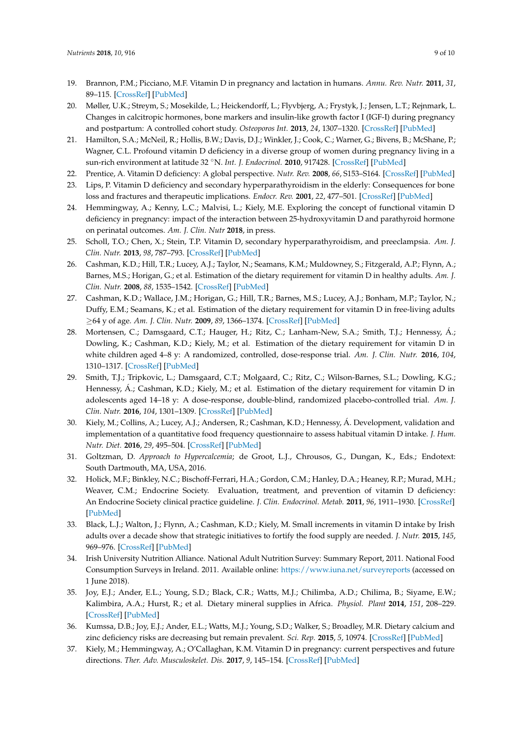19. Brannon, P.M.; Picciano, M.F. Vitamin D in pregnancy and lactation in humans. *Annu. Rev. Nutr.* **2011**, *31*, 89–115. [CrossRef] [PubMed]
20. Møller, U.K.; Streym, S.; Mosekilde, L.; Heickendorff, L.; Flyvbjerg, A.; Frystyk, J.; Jensen, L.T.; Rejnmark, L. Changes in calcitropic hormones, bone markers and insulin-like growth factor I (IGF-I) during pregnancy and postpartum: A controlled cohort study. *Osteoporos Int.* **2013**, *24*, 1307–1320. [CrossRef] [PubMed]
21. Hamilton, S.A.; McNeil, R.; Hollis, B.W.; Davis, D.J.; Winkler, J.; Cook, C.; Warner, G.; Bivens, B.; McShane, P.; Wagner, C.L. Profound vitamin D deficiency in a diverse group of women during pregnancy living in a sun-rich environment at latitude 32 °N. *Int. J. Endocrinol.* **2010**, 917428. [CrossRef] [PubMed]
22. Prentice, A. Vitamin D deficiency: A global perspective. *Nutr. Rev.* **2008**, *66*, S153–S164. [CrossRef] [PubMed]
23. Lips, P. Vitamin D deficiency and secondary hyperparathyroidism in the elderly: Consequences for bone loss and fractures and therapeutic implications. *Endocr. Rev.* **2001**, *22*, 477–501. [CrossRef] [PubMed]
24. Hemmingway, A.; Kenny, L.C.; Malvisi, L.; Kiely, M.E. Exploring the concept of functional vitamin D deficiency in pregnancy: impact of the interaction between 25-hydroxyvitamin D and parathyroid hormone on perinatal outcomes. *Am. J. Clin. Nutr* **2018**, in press.
25. Scholl, T.O.; Chen, X.; Stein, T.P. Vitamin D, secondary hyperparathyroidism, and preeclampsia. *Am. J. Clin. Nutr.* **2013**, *98*, 787–793. [CrossRef] [PubMed]
26. Cashman, K.D.; Hill, T.R.; Lucey, A.J.; Taylor, N.; Seamans, K.M.; Muldowney, S.; Fitzgerald, A.P.; Flynn, A.; Barnes, M.S.; Horigan, G.; et al. Estimation of the dietary requirement for vitamin D in healthy adults. *Am. J. Clin. Nutr.* **2008**, *88*, 1535–1542. [CrossRef] [PubMed]
27. Cashman, K.D.; Wallace, J.M.; Horigan, G.; Hill, T.R.; Barnes, M.S.; Lucey, A.J.; Bonham, M.P.; Taylor, N.; Duffy, E.M.; Seamans, K.; et al. Estimation of the dietary requirement for vitamin D in free-living adults ≥64 y of age. *Am. J. Clin. Nutr.* **2009**, *89*, 1366–1374. [CrossRef] [PubMed]
28. Mortensen, C.; Damsgaard, C.T.; Hauger, H.; Ritz, C.; Lanham-New, S.A.; Smith, T.J.; Hennessy, Á.; Dowling, K.; Cashman, K.D.; Kiely, M.; et al. Estimation of the dietary requirement for vitamin D in white children aged 4–8 y: A randomized, controlled, dose-response trial. *Am. J. Clin. Nutr.* **2016**, *104*, 1310–1317. [CrossRef] [PubMed]
29. Smith, T.J.; Tripkovic, L.; Damsgaard, C.T.; Molgaard, C.; Ritz, C.; Wilson-Barnes, S.L.; Dowling, K.G.; Hennessy, Á.; Cashman, K.D.; Kiely, M.; et al. Estimation of the dietary requirement for vitamin D in adolescents aged 14–18 y: A dose-response, double-blind, randomized placebo-controlled trial. *Am. J. Clin. Nutr.* **2016**, *104*, 1301–1309. [CrossRef] [PubMed]
30. Kiely, M.; Collins, A.; Lucey, A.J.; Andersen, R.; Cashman, K.D.; Hennessy, Á. Development, validation and implementation of a quantitative food frequency questionnaire to assess habitual vitamin D intake. *J. Hum. Nutr. Diet.* **2016**, *29*, 495–504. [CrossRef] [PubMed]
31. Goltzman, D. *Approach to Hypercalcemia*; de Groot, L.J., Chrousos, G., Dungan, K., Eds.; Endotext: South Dartmouth, MA, USA, 2016.
32. Holick, M.F.; Binkley, N.C.; Bischoff-Ferrari, H.A.; Gordon, C.M.; Hanley, D.A.; Heaney, R.P.; Murad, M.H.; Weaver, C.M.; Endocrine Society. Evaluation, treatment, and prevention of vitamin D deficiency: An Endocrine Society clinical practice guideline. *J. Clin. Endocrinol. Metab.* **2011**, *96*, 1911–1930. [CrossRef] [PubMed]
33. Black, L.J.; Walton, J.; Flynn, A.; Cashman, K.D.; Kiely, M. Small increments in vitamin D intake by Irish adults over a decade show that strategic initiatives to fortify the food supply are needed. *J. Nutr.* **2015**, *145*, 969–976. [CrossRef] [PubMed]
34. Irish University Nutrition Alliance. National Adult Nutrition Survey: Summary Report, 2011. National Food Consumption Surveys in Ireland. 2011. Available online: https://www.iuna.net/surveyreports (accessed on 1 June 2018).
35. Joy, E.J.; Ander, E.L.; Young, S.D.; Black, C.R.; Watts, M.J.; Chilimba, A.D.; Chilima, B.; Siyame, E.W.; Kalimbira, A.A.; Hurst, R.; et al. Dietary mineral supplies in Africa. *Physiol. Plant* **2014**, *151*, 208–229. [CrossRef] [PubMed]
36. Kumssa, D.B.; Joy, E.J.; Ander, E.L.; Watts, M.J.; Young, S.D.; Walker, S.; Broadley, M.R. Dietary calcium and zinc deficiency risks are decreasing but remain prevalent. *Sci. Rep.* **2015**, *5*, 10974. [CrossRef] [PubMed]
37. Kiely, M.; Hemmingway, A.; O'Callaghan, K.M. Vitamin D in pregnancy: current perspectives and future directions. *Ther. Adv. Musculoskelet. Dis.* **2017**, *9*, 145–154. [CrossRef] [PubMed]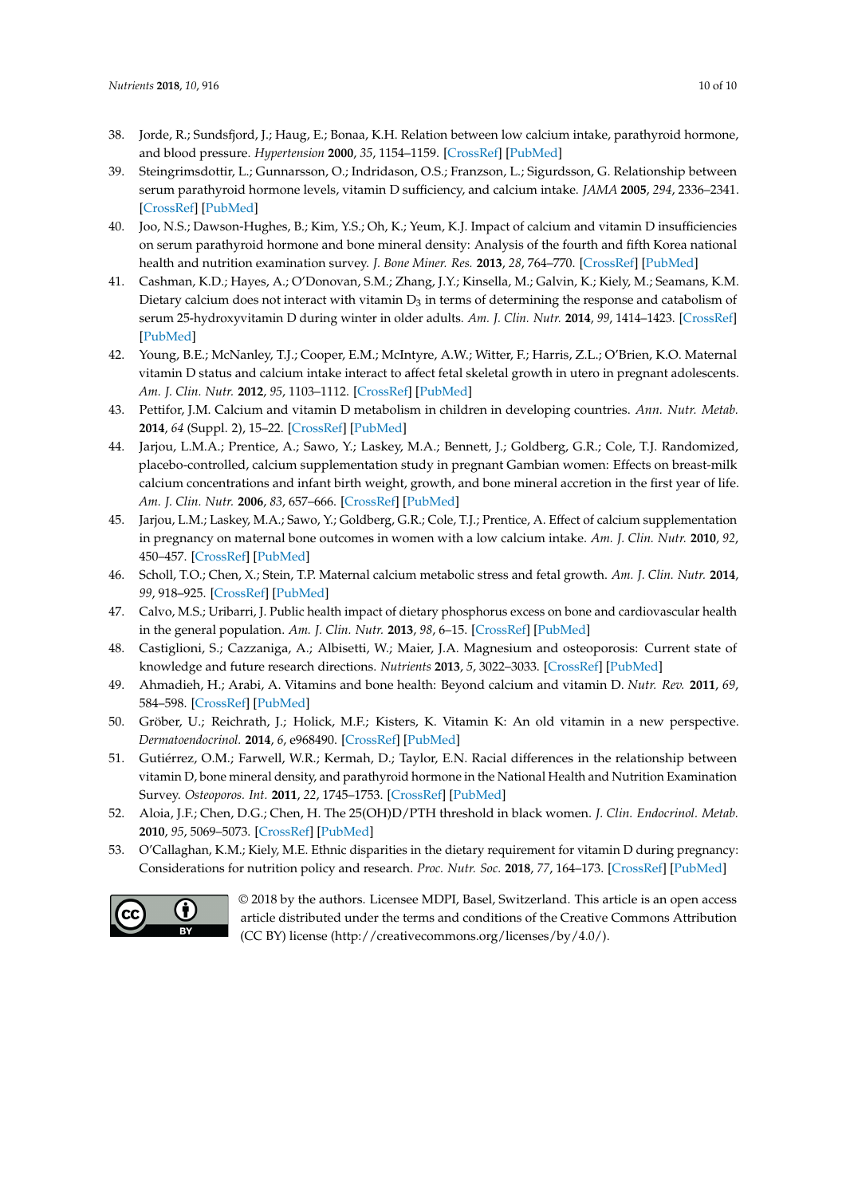38. Jorde, R.; Sundsfjord, J.; Haug, E.; Bonaa, K.H. Relation between low calcium intake, parathyroid hormone, and blood pressure. *Hypertension* **2000**, *35*, 1154–1159. [CrossRef] [PubMed]
39. Steingrimsdottir, L.; Gunnarsson, O.; Indridason, O.S.; Franzson, L.; Sigurdsson, G. Relationship between serum parathyroid hormone levels, vitamin D sufficiency, and calcium intake. *JAMA* **2005**, *294*, 2336–2341. [CrossRef] [PubMed]
40. Joo, N.S.; Dawson-Hughes, B.; Kim, Y.S.; Oh, K.; Yeum, K.J. Impact of calcium and vitamin D insufficiencies on serum parathyroid hormone and bone mineral density: Analysis of the fourth and fifth Korea national health and nutrition examination survey. *J. Bone Miner. Res.* **2013**, *28*, 764–770. [CrossRef] [PubMed]
41. Cashman, K.D.; Hayes, A.; O'Donovan, S.M.; Zhang, J.Y.; Kinsella, M.; Galvin, K.; Kiely, M.; Seamans, K.M. Dietary calcium does not interact with vitamin $D_3$ in terms of determining the response and catabolism of serum 25-hydroxyvitamin D during winter in older adults. *Am. J. Clin. Nutr.* **2014**, *99*, 1414–1423. [CrossRef] [PubMed]
42. Young, B.E.; McNanley, T.J.; Cooper, E.M.; McIntyre, A.W.; Witter, F.; Harris, Z.L.; O'Brien, K.O. Maternal vitamin D status and calcium intake interact to affect fetal skeletal growth in utero in pregnant adolescents. *Am. J. Clin. Nutr.* **2012**, *95*, 1103–1112. [CrossRef] [PubMed]
43. Pettifor, J.M. Calcium and vitamin D metabolism in children in developing countries. *Ann. Nutr. Metab.* **2014**, *64* (Suppl. 2), 15–22. [CrossRef] [PubMed]
44. Jarjou, L.M.A.; Prentice, A.; Sawo, Y.; Laskey, M.A.; Bennett, J.; Goldberg, G.R.; Cole, T.J. Randomized, placebo-controlled, calcium supplementation study in pregnant Gambian women: Effects on breast-milk calcium concentrations and infant birth weight, growth, and bone mineral accretion in the first year of life. *Am. J. Clin. Nutr.* **2006**, *83*, 657–666. [CrossRef] [PubMed]
45. Jarjou, L.M.; Laskey, M.A.; Sawo, Y.; Goldberg, G.R.; Cole, T.J.; Prentice, A. Effect of calcium supplementation in pregnancy on maternal bone outcomes in women with a low calcium intake. *Am. J. Clin. Nutr.* **2010**, *92*, 450–457. [CrossRef] [PubMed]
46. Scholl, T.O.; Chen, X.; Stein, T.P. Maternal calcium metabolic stress and fetal growth. *Am. J. Clin. Nutr.* **2014**, *99*, 918–925. [CrossRef] [PubMed]
47. Calvo, M.S.; Uribarri, J. Public health impact of dietary phosphorus excess on bone and cardiovascular health in the general population. *Am. J. Clin. Nutr.* **2013**, *98*, 6–15. [CrossRef] [PubMed]
48. Castiglioni, S.; Cazzaniga, A.; Albisetti, W.; Maier, J.A. Magnesium and osteoporosis: Current state of knowledge and future research directions. *Nutrients* **2013**, *5*, 3022–3033. [CrossRef] [PubMed]
49. Ahmadieh, H.; Arabi, A. Vitamins and bone health: Beyond calcium and vitamin D. *Nutr. Rev.* **2011**, *69*, 584–598. [CrossRef] [PubMed]
50. Gröber, U.; Reichrath, J.; Holick, M.F.; Kisters, K. Vitamin K: An old vitamin in a new perspective. *Dermatoendocrinol.* **2014**, *6*, e968490. [CrossRef] [PubMed]
51. Gutiérrez, O.M.; Farwell, W.R.; Kermah, D.; Taylor, E.N. Racial differences in the relationship between vitamin D, bone mineral density, and parathyroid hormone in the National Health and Nutrition Examination Survey. *Osteoporos. Int.* **2011**, *22*, 1745–1753. [CrossRef] [PubMed]
52. Aloia, J.F.; Chen, D.G.; Chen, H. The 25(OH)D/PTH threshold in black women. *J. Clin. Endocrinol. Metab.* **2010**, *95*, 5069–5073. [CrossRef] [PubMed]
53. O'Callaghan, K.M.; Kiely, M.E. Ethnic disparities in the dietary requirement for vitamin D during pregnancy: Considerations for nutrition policy and research. *Proc. Nutr. Soc.* **2018**, *77*, 164–173. [CrossRef] [PubMed]

© 2018 by the authors. Licensee MDPI, Basel, Switzerland. This article is an open access article distributed under the terms and conditions of the Creative Commons Attribution (CC BY) license (http://creativecommons.org/licenses/by/4.0/).